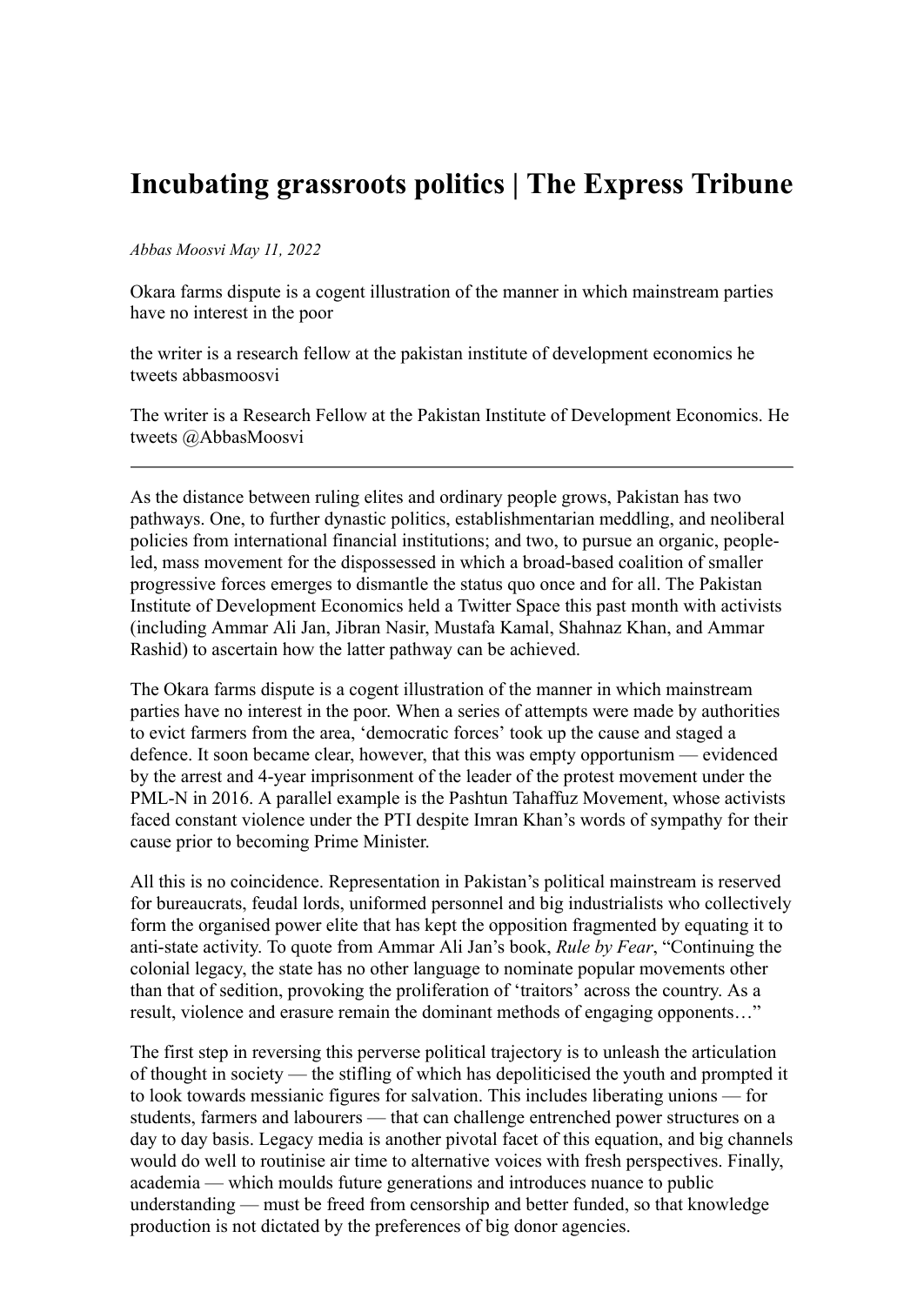# Incubating grassroots politics | The Express Tribune

*Abbas Moosvi May 11, 2022*

Okara farms dispute is a cogent illustration of the manner in which mainstream parties have no interest in the poor

the writer is a research fellow at the pakistan institute of development economics he tweets abbasmoosvi

The writer is a Research Fellow at the Pakistan Institute of Development Economics. He tweets @AbbasMoosvi

---

As the distance between ruling elites and ordinary people grows, Pakistan has two pathways. One, to further dynastic politics, establishmentarian meddling, and neoliberal policies from international financial institutions; and two, to pursue an organic, people-led, mass movement for the dispossessed in which a broad-based coalition of smaller progressive forces emerges to dismantle the status quo once and for all. The Pakistan Institute of Development Economics held a Twitter Space this past month with activists (including Ammar Ali Jan, Jibran Nasir, Mustafa Kamal, Shahnaz Khan, and Ammar Rashid) to ascertain how the latter pathway can be achieved.

The Okara farms dispute is a cogent illustration of the manner in which mainstream parties have no interest in the poor. When a series of attempts were made by authorities to evict farmers from the area, 'democratic forces' took up the cause and staged a defence. It soon became clear, however, that this was empty opportunism — evidenced by the arrest and 4-year imprisonment of the leader of the protest movement under the PML-N in 2016. A parallel example is the Pashtun Tahaffuz Movement, whose activists faced constant violence under the PTI despite Imran Khan's words of sympathy for their cause prior to becoming Prime Minister.

All this is no coincidence. Representation in Pakistan's political mainstream is reserved for bureaucrats, feudal lords, uniformed personnel and big industrialists who collectively form the organised power elite that has kept the opposition fragmented by equating it to anti-state activity. To quote from Ammar Ali Jan's book, *Rule by Fear*, "Continuing the colonial legacy, the state has no other language to nominate popular movements other than that of sedition, provoking the proliferation of 'traitors' across the country. As a result, violence and erasure remain the dominant methods of engaging opponents…"

The first step in reversing this perverse political trajectory is to unleash the articulation of thought in society — the stifling of which has depoliticised the youth and prompted it to look towards messianic figures for salvation. This includes liberating unions — for students, farmers and labourers — that can challenge entrenched power structures on a day to day basis. Legacy media is another pivotal facet of this equation, and big channels would do well to routinise air time to alternative voices with fresh perspectives. Finally, academia — which moulds future generations and introduces nuance to public understanding — must be freed from censorship and better funded, so that knowledge production is not dictated by the preferences of big donor agencies.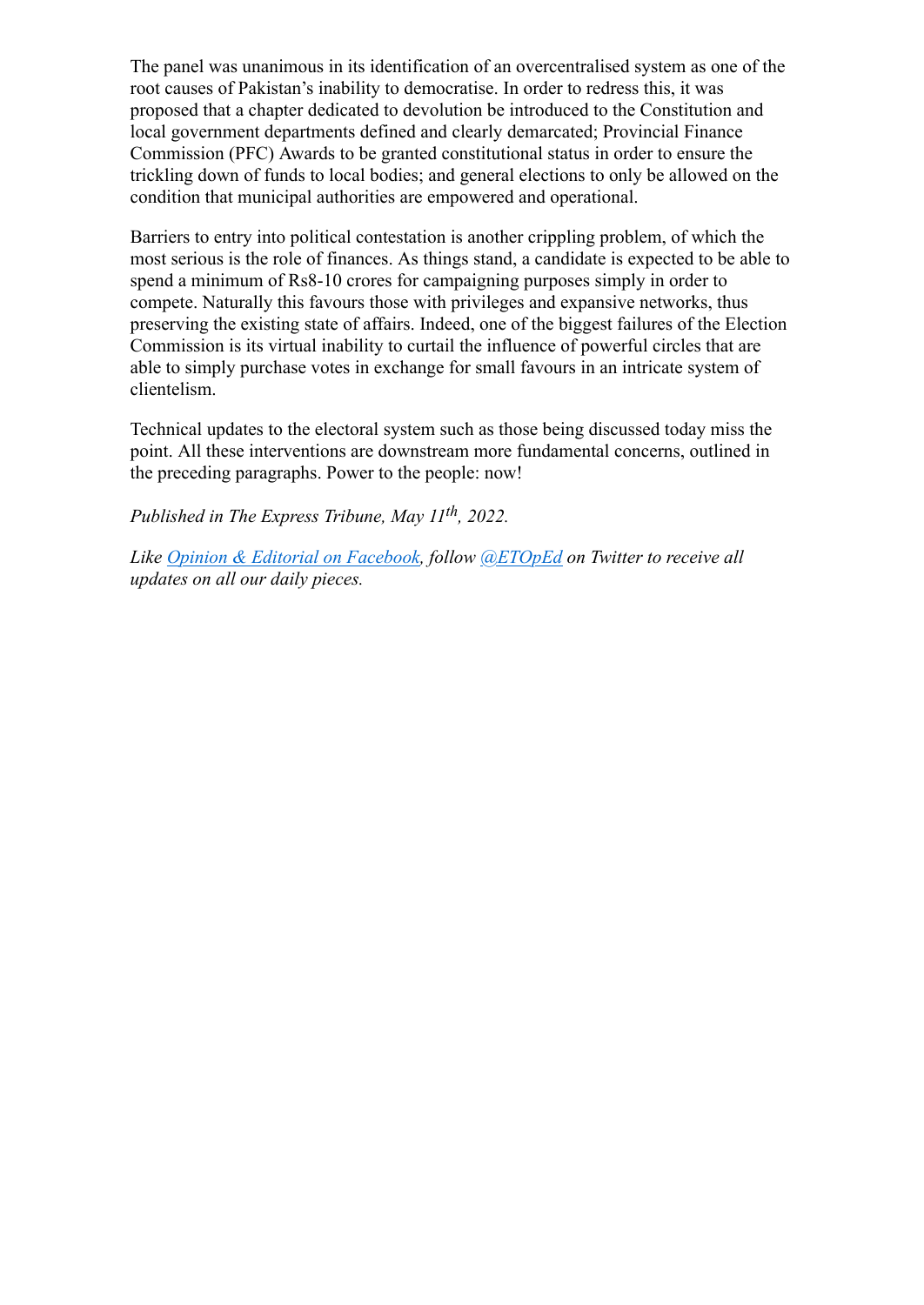The panel was unanimous in its identification of an overcentralised system as one of the root causes of Pakistan's inability to democratise. In order to redress this, it was proposed that a chapter dedicated to devolution be introduced to the Constitution and local government departments defined and clearly demarcated; Provincial Finance Commission (PFC) Awards to be granted constitutional status in order to ensure the trickling down of funds to local bodies; and general elections to only be allowed on the condition that municipal authorities are empowered and operational.

Barriers to entry into political contestation is another crippling problem, of which the most serious is the role of finances. As things stand, a candidate is expected to be able to spend a minimum of Rs8-10 crores for campaigning purposes simply in order to compete. Naturally this favours those with privileges and expansive networks, thus preserving the existing state of affairs. Indeed, one of the biggest failures of the Election Commission is its virtual inability to curtail the influence of powerful circles that are able to simply purchase votes in exchange for small favours in an intricate system of clientelism.

Technical updates to the electoral system such as those being discussed today miss the point. All these interventions are downstream more fundamental concerns, outlined in the preceding paragraphs. Power to the people: now!

*Published in The Express Tribune, May 11th, 2022.*

*Like [Opinion & Editorial on Facebook], follow [@ETOpEd] on Twitter to receive all updates on all our daily pieces.*